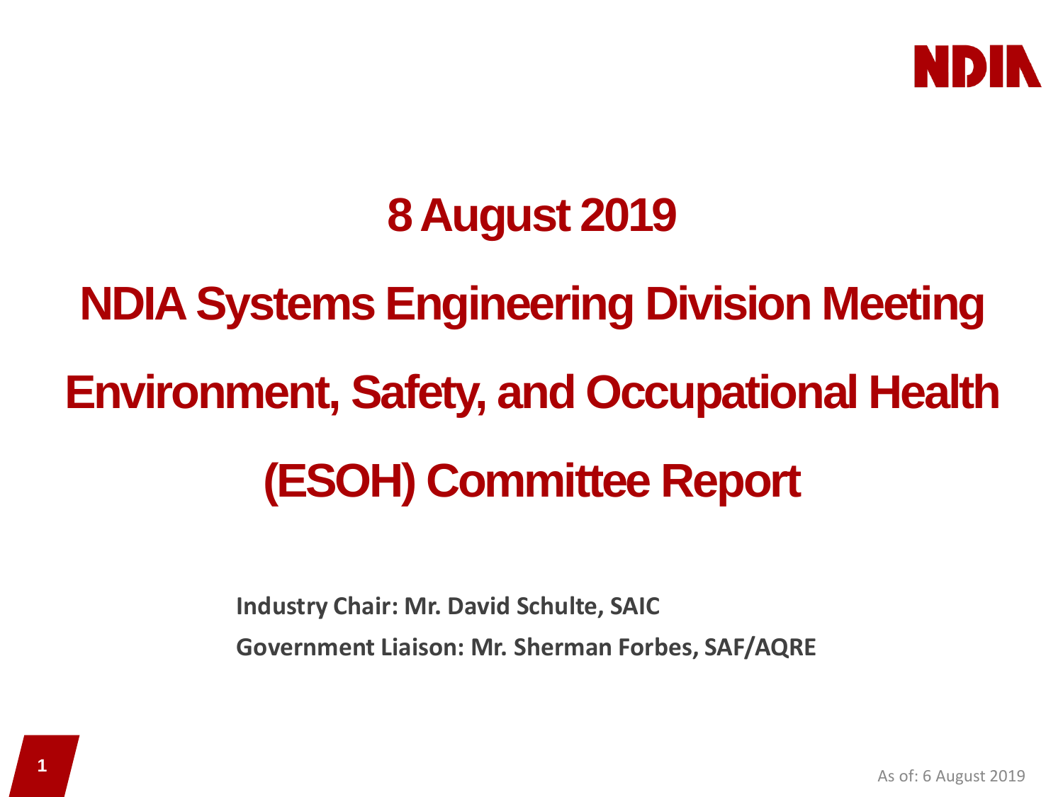NDIA

# 8 August 2019

# NDIA Systems Engineering Division Meeting

# Environment, Safety, and Occupational Health (ESOH) Committee Report

**Industry Chair: Mr. David Schulte, SAIC**

**Government Liaison: Mr. Sherman Forbes, SAF/AQRE**

As of: 6 August 2019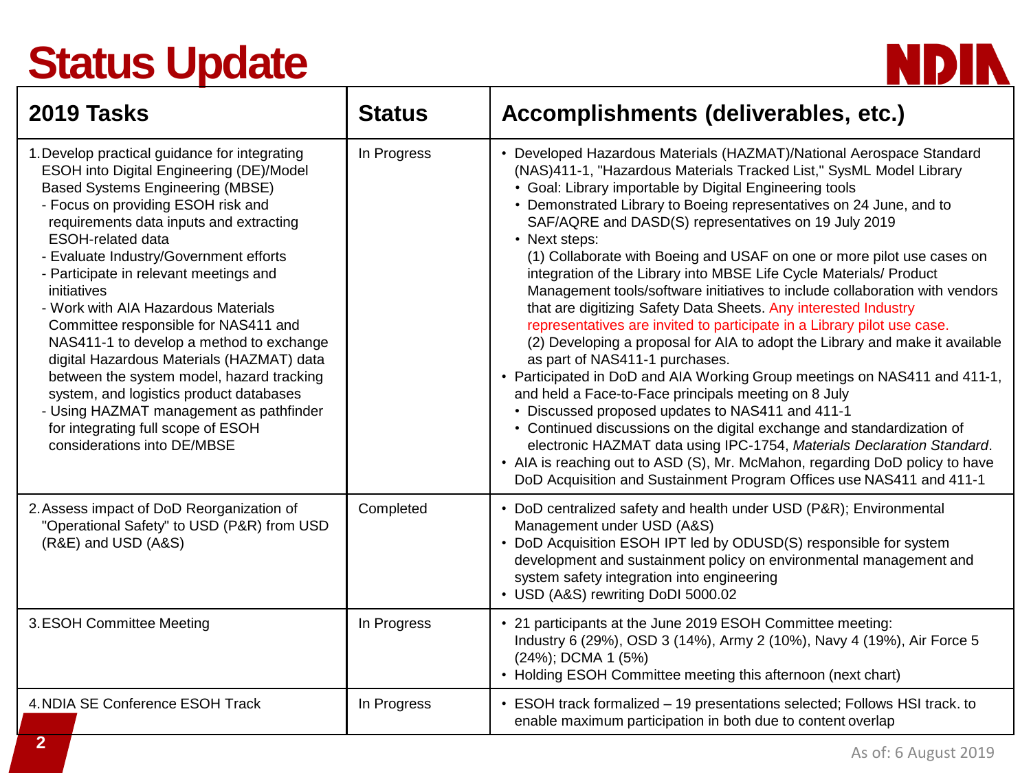# Status Update

| 2019 Tasks | Status | Accomplishments (deliverables, etc.) |
|---|---|---|
| 1. Develop practical guidance for integrating ESOH into Digital Engineering (DE)/Model Based Systems Engineering (MBSE)<br>- Focus on providing ESOH risk and requirements data inputs and extracting ESOH-related data<br>- Evaluate Industry/Government efforts<br>- Participate in relevant meetings and initiatives<br>- Work with AIA Hazardous Materials Committee responsible for NAS411 and NAS411-1 to develop a method to exchange digital Hazardous Materials (HAZMAT) data between the system model, hazard tracking system, and logistics product databases<br>- Using HAZMAT management as pathfinder for integrating full scope of ESOH considerations into DE/MBSE | In Progress | • Developed Hazardous Materials (HAZMAT)/National Aerospace Standard (NAS)411-1, "Hazardous Materials Tracked List," SysML Model Library<br>&nbsp;&nbsp;• Goal: Library importable by Digital Engineering tools<br>&nbsp;&nbsp;• Demonstrated Library to Boeing representatives on 24 June, and to SAF/AQRE and DASD(S) representatives on 19 July 2019<br>&nbsp;&nbsp;• Next steps:<br>&nbsp;&nbsp;(1) Collaborate with Boeing and USAF on one or more pilot use cases on integration of the Library into MBSE Life Cycle Materials/ Product Management tools/software initiatives to include collaboration with vendors that are digitizing Safety Data Sheets. Any interested Industry representatives are invited to participate in a Library pilot use case.<br>&nbsp;&nbsp;(2) Developing a proposal for AIA to adopt the Library and make it available as part of NAS411-1 purchases.<br>• Participated in DoD and AIA Working Group meetings on NAS411 and 411-1, and held a Face-to-Face principals meeting on 8 July<br>&nbsp;&nbsp;• Discussed proposed updates to NAS411 and 411-1<br>&nbsp;&nbsp;• Continued discussions on the digital exchange and standardization of electronic HAZMAT data using IPC-1754, *Materials Declaration Standard*.<br>• AIA is reaching out to ASD (S), Mr. McMahon, regarding DoD policy to have DoD Acquisition and Sustainment Program Offices use NAS411 and 411-1 |
| 2. Assess impact of DoD Reorganization of "Operational Safety" to USD (P&R) from USD (R&E) and USD (A&S) | Completed | • DoD centralized safety and health under USD (P&R); Environmental Management under USD (A&S)<br>• DoD Acquisition ESOH IPT led by ODUSD(S) responsible for system development and sustainment policy on environmental management and system safety integration into engineering<br>• USD (A&S) rewriting DoDI 5000.02 |
| 3. ESOH Committee Meeting | In Progress | • 21 participants at the June 2019 ESOH Committee meeting: Industry 6 (29%), OSD 3 (14%), Army 2 (10%), Navy 4 (19%), Air Force 5 (24%); DCMA 1 (5%)<br>• Holding ESOH Committee meeting this afternoon (next chart) |
| 4. NDIA SE Conference ESOH Track | In Progress | • ESOH track formalized – 19 presentations selected; Follows HSI track. to enable maximum participation in both due to content overlap |

As of: 6 August 2019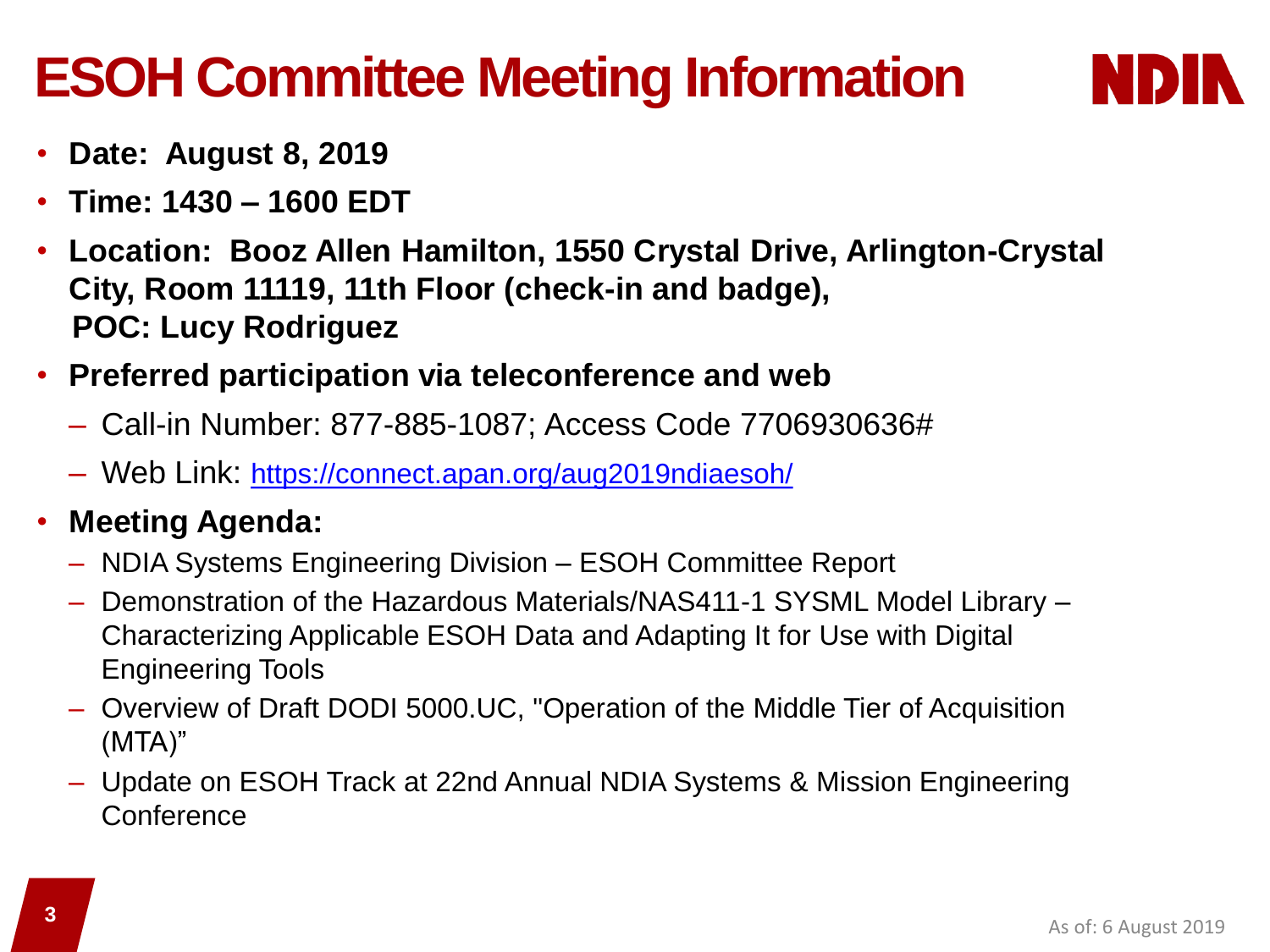# ESOH Committee Meeting Information

- **Date: August 8, 2019**
- **Time: 1430 – 1600 EDT**
- **Location: Booz Allen Hamilton, 1550 Crystal Drive, Arlington-Crystal City, Room 11119, 11th Floor (check-in and badge), POC: Lucy Rodriguez**
- **Preferred participation via teleconference and web**
  - Call-in Number: 877-885-1087; Access Code 7706930636#
  - Web Link: https://connect.apan.org/aug2019ndiaesoh/
- **Meeting Agenda:**
  - NDIA Systems Engineering Division – ESOH Committee Report
  - Demonstration of the Hazardous Materials/NAS411-1 SYSML Model Library – Characterizing Applicable ESOH Data and Adapting It for Use with Digital Engineering Tools
  - Overview of Draft DODI 5000.UC, "Operation of the Middle Tier of Acquisition (MTA)"
  - Update on ESOH Track at 22nd Annual NDIA Systems & Mission Engineering Conference

As of: 6 August 2019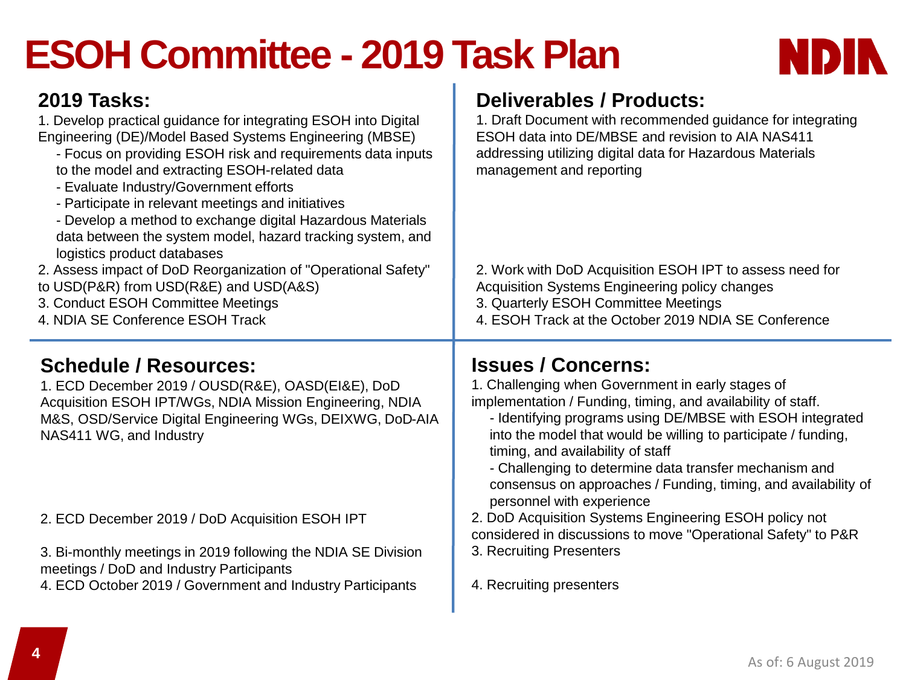# ESOH Committee - 2019 Task Plan

## 2019 Tasks:

1. Develop practical guidance for integrating ESOH into Digital Engineering (DE)/Model Based Systems Engineering (MBSE)
   - Focus on providing ESOH risk and requirements data inputs to the model and extracting ESOH-related data
   - Evaluate Industry/Government efforts
   - Participate in relevant meetings and initiatives
   - Develop a method to exchange digital Hazardous Materials data between the system model, hazard tracking system, and logistics product databases
2. Assess impact of DoD Reorganization of "Operational Safety" to USD(P&R) from USD(R&E) and USD(A&S)
3. Conduct ESOH Committee Meetings
4. NDIA SE Conference ESOH Track

## Deliverables / Products:

1. Draft Document with recommended guidance for integrating ESOH data into DE/MBSE and revision to AIA NAS411 addressing utilizing digital data for Hazardous Materials management and reporting
2. Work with DoD Acquisition ESOH IPT to assess need for Acquisition Systems Engineering policy changes
3. Quarterly ESOH Committee Meetings
4. ESOH Track at the October 2019 NDIA SE Conference

## Schedule / Resources:

1. ECD December 2019 / OUSD(R&E), OASD(EI&E), DoD Acquisition ESOH IPT/WGs, NDIA Mission Engineering, NDIA M&S, OSD/Service Digital Engineering WGs, DEIXWG, DoD-AIA NAS411 WG, and Industry
2. ECD December 2019 / DoD Acquisition ESOH IPT
3. Bi-monthly meetings in 2019 following the NDIA SE Division meetings / DoD and Industry Participants
4. ECD October 2019 / Government and Industry Participants

## Issues / Concerns:

1. Challenging when Government in early stages of implementation / Funding, timing, and availability of staff.
   - Identifying programs using DE/MBSE with ESOH integrated into the model that would be willing to participate / funding, timing, and availability of staff
   - Challenging to determine data transfer mechanism and consensus on approaches / Funding, timing, and availability of personnel with experience
2. DoD Acquisition Systems Engineering ESOH policy not considered in discussions to move "Operational Safety" to P&R
3. Recruiting Presenters
4. Recruiting presenters

As of: 6 August 2019